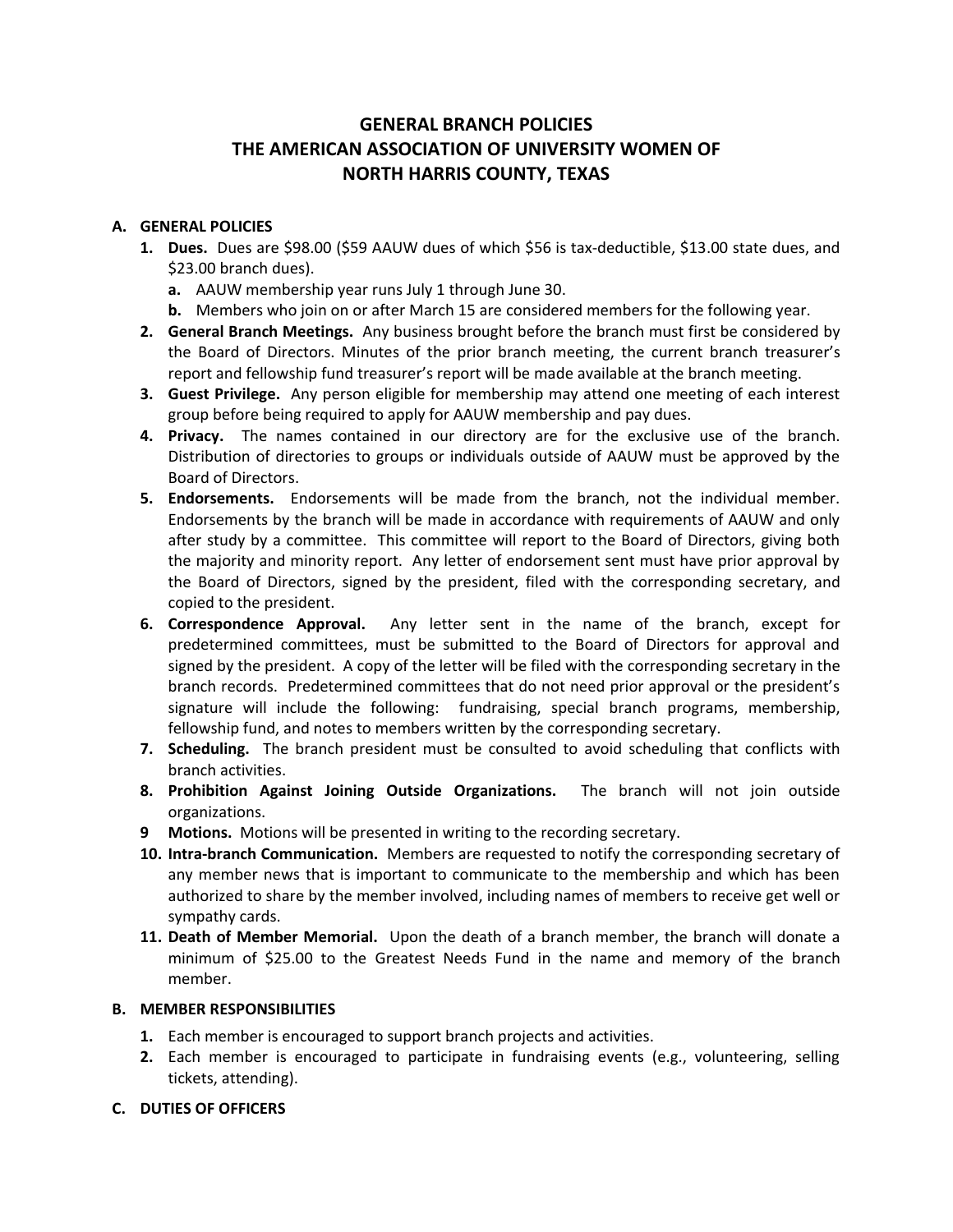# GENERAL BRANCH POLICIES
# THE AMERICAN ASSOCIATION OF UNIVERSITY WOMEN OF NORTH HARRIS COUNTY, TEXAS

## A. GENERAL POLICIES

1. **Dues.** Dues are $98.00 ($59 AAUW dues of which $56 is tax-deductible, $13.00 state dues, and $23.00 branch dues).
   - **a.** AAUW membership year runs July 1 through June 30.
   - **b.** Members who join on or after March 15 are considered members for the following year.
2. **General Branch Meetings.** Any business brought before the branch must first be considered by the Board of Directors. Minutes of the prior branch meeting, the current branch treasurer's report and fellowship fund treasurer's report will be made available at the branch meeting.
3. **Guest Privilege.** Any person eligible for membership may attend one meeting of each interest group before being required to apply for AAUW membership and pay dues.
4. **Privacy.** The names contained in our directory are for the exclusive use of the branch. Distribution of directories to groups or individuals outside of AAUW must be approved by the Board of Directors.
5. **Endorsements.** Endorsements will be made from the branch, not the individual member. Endorsements by the branch will be made in accordance with requirements of AAUW and only after study by a committee. This committee will report to the Board of Directors, giving both the majority and minority report. Any letter of endorsement sent must have prior approval by the Board of Directors, signed by the president, filed with the corresponding secretary, and copied to the president.
6. **Correspondence Approval.** Any letter sent in the name of the branch, except for predetermined committees, must be submitted to the Board of Directors for approval and signed by the president. A copy of the letter will be filed with the corresponding secretary in the branch records. Predetermined committees that do not need prior approval or the president's signature will include the following: fundraising, special branch programs, membership, fellowship fund, and notes to members written by the corresponding secretary.
7. **Scheduling.** The branch president must be consulted to avoid scheduling that conflicts with branch activities.
8. **Prohibition Against Joining Outside Organizations.** The branch will not join outside organizations.
9. **Motions.** Motions will be presented in writing to the recording secretary.
10. **Intra-branch Communication.** Members are requested to notify the corresponding secretary of any member news that is important to communicate to the membership and which has been authorized to share by the member involved, including names of members to receive get well or sympathy cards.
11. **Death of Member Memorial.** Upon the death of a branch member, the branch will donate a minimum of $25.00 to the Greatest Needs Fund in the name and memory of the branch member.

## B. MEMBER RESPONSIBILITIES

1. Each member is encouraged to support branch projects and activities.
2. Each member is encouraged to participate in fundraising events (e.g., volunteering, selling tickets, attending).

## C. DUTIES OF OFFICERS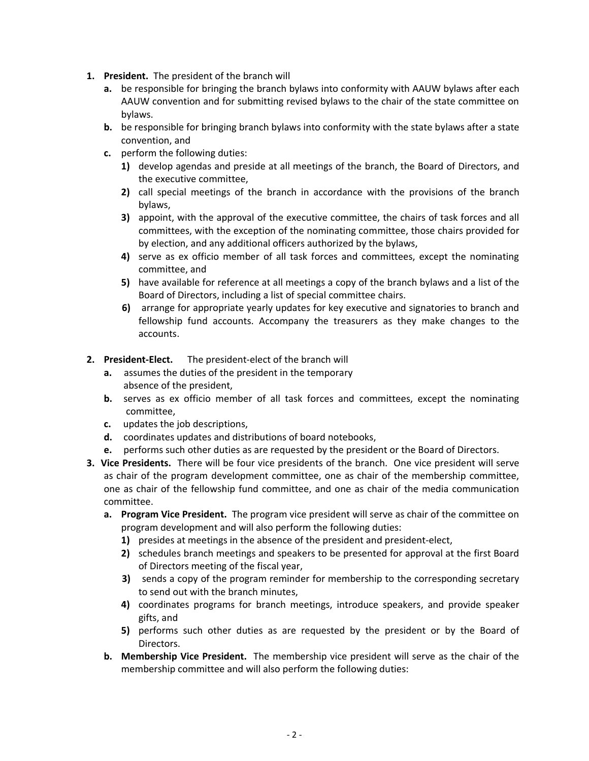1. **President.** The president of the branch will
   - **a.** be responsible for bringing the branch bylaws into conformity with AAUW bylaws after each AAUW convention and for submitting revised bylaws to the chair of the state committee on bylaws.
   - **b.** be responsible for bringing branch bylaws into conformity with the state bylaws after a state convention, and
   - **c.** perform the following duties:
     - **1)** develop agendas and preside at all meetings of the branch, the Board of Directors, and the executive committee,
     - **2)** call special meetings of the branch in accordance with the provisions of the branch bylaws,
     - **3)** appoint, with the approval of the executive committee, the chairs of task forces and all committees, with the exception of the nominating committee, those chairs provided for by election, and any additional officers authorized by the bylaws,
     - **4)** serve as ex officio member of all task forces and committees, except the nominating committee, and
     - **5)** have available for reference at all meetings a copy of the branch bylaws and a list of the Board of Directors, including a list of special committee chairs.
     - **6)** arrange for appropriate yearly updates for key executive and signatories to branch and fellowship fund accounts. Accompany the treasurers as they make changes to the accounts.

2. **President-Elect.** The president-elect of the branch will
   - **a.** assumes the duties of the president in the temporary absence of the president,
   - **b.** serves as ex officio member of all task forces and committees, except the nominating committee,
   - **c.** updates the job descriptions,
   - **d.** coordinates updates and distributions of board notebooks,
   - **e.** performs such other duties as are requested by the president or the Board of Directors.

3. **Vice Presidents.** There will be four vice presidents of the branch. One vice president will serve as chair of the program development committee, one as chair of the membership committee, one as chair of the fellowship fund committee, and one as chair of the media communication committee.
   - **a. Program Vice President.** The program vice president will serve as chair of the committee on program development and will also perform the following duties:
     - **1)** presides at meetings in the absence of the president and president-elect,
     - **2)** schedules branch meetings and speakers to be presented for approval at the first Board of Directors meeting of the fiscal year,
     - **3)** sends a copy of the program reminder for membership to the corresponding secretary to send out with the branch minutes,
     - **4)** coordinates programs for branch meetings, introduce speakers, and provide speaker gifts, and
     - **5)** performs such other duties as are requested by the president or by the Board of Directors.
   - **b. Membership Vice President.** The membership vice president will serve as the chair of the membership committee and will also perform the following duties: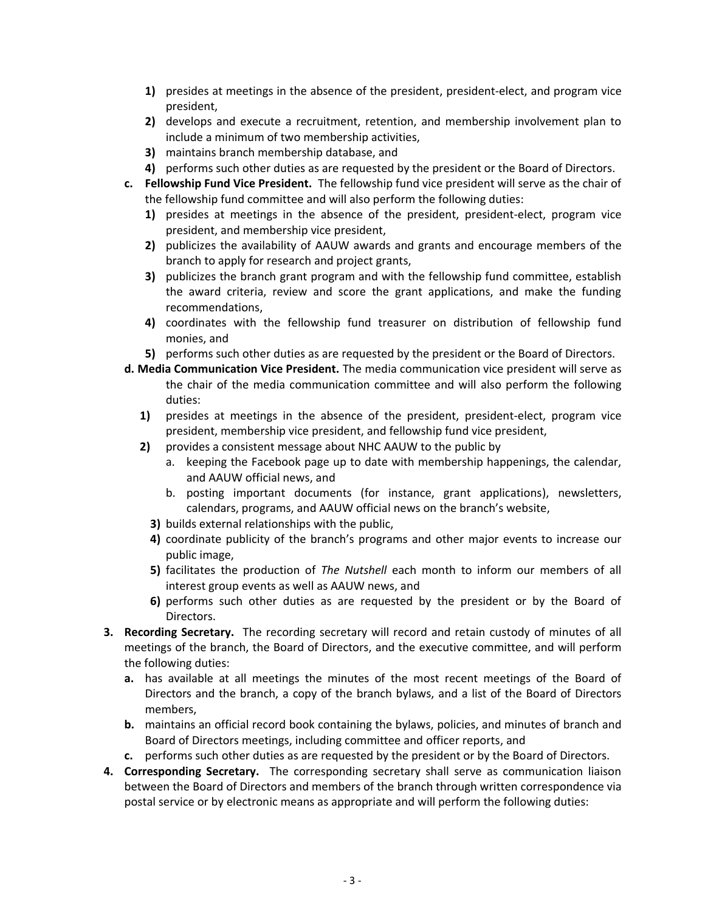1) presides at meetings in the absence of the president, president-elect, and program vice president,
2) develops and execute a recruitment, retention, and membership involvement plan to include a minimum of two membership activities,
3) maintains branch membership database, and
4) performs such other duties as are requested by the president or the Board of Directors.

c. **Fellowship Fund Vice President.** The fellowship fund vice president will serve as the chair of the fellowship fund committee and will also perform the following duties:

1) presides at meetings in the absence of the president, president-elect, program vice president, and membership vice president,
2) publicizes the availability of AAUW awards and grants and encourage members of the branch to apply for research and project grants,
3) publicizes the branch grant program and with the fellowship fund committee, establish the award criteria, review and score the grant applications, and make the funding recommendations,
4) coordinates with the fellowship fund treasurer on distribution of fellowship fund monies, and
5) performs such other duties as are requested by the president or the Board of Directors.

d. **Media Communication Vice President.** The media communication vice president will serve as the chair of the media communication committee and will also perform the following duties:

1) presides at meetings in the absence of the president, president-elect, program vice president, membership vice president, and fellowship fund vice president,
2) provides a consistent message about NHC AAUW to the public by
   a. keeping the Facebook page up to date with membership happenings, the calendar, and AAUW official news, and
   b. posting important documents (for instance, grant applications), newsletters, calendars, programs, and AAUW official news on the branch's website,
3) builds external relationships with the public,
4) coordinate publicity of the branch's programs and other major events to increase our public image,
5) facilitates the production of *The Nutshell* each month to inform our members of all interest group events as well as AAUW news, and
6) performs such other duties as are requested by the president or by the Board of Directors.

3. **Recording Secretary.** The recording secretary will record and retain custody of minutes of all meetings of the branch, the Board of Directors, and the executive committee, and will perform the following duties:
   a. has available at all meetings the minutes of the most recent meetings of the Board of Directors and the branch, a copy of the branch bylaws, and a list of the Board of Directors members,
   b. maintains an official record book containing the bylaws, policies, and minutes of branch and Board of Directors meetings, including committee and officer reports, and
   c. performs such other duties as are requested by the president or by the Board of Directors.
4. **Corresponding Secretary.** The corresponding secretary shall serve as communication liaison between the Board of Directors and members of the branch through written correspondence via postal service or by electronic means as appropriate and will perform the following duties: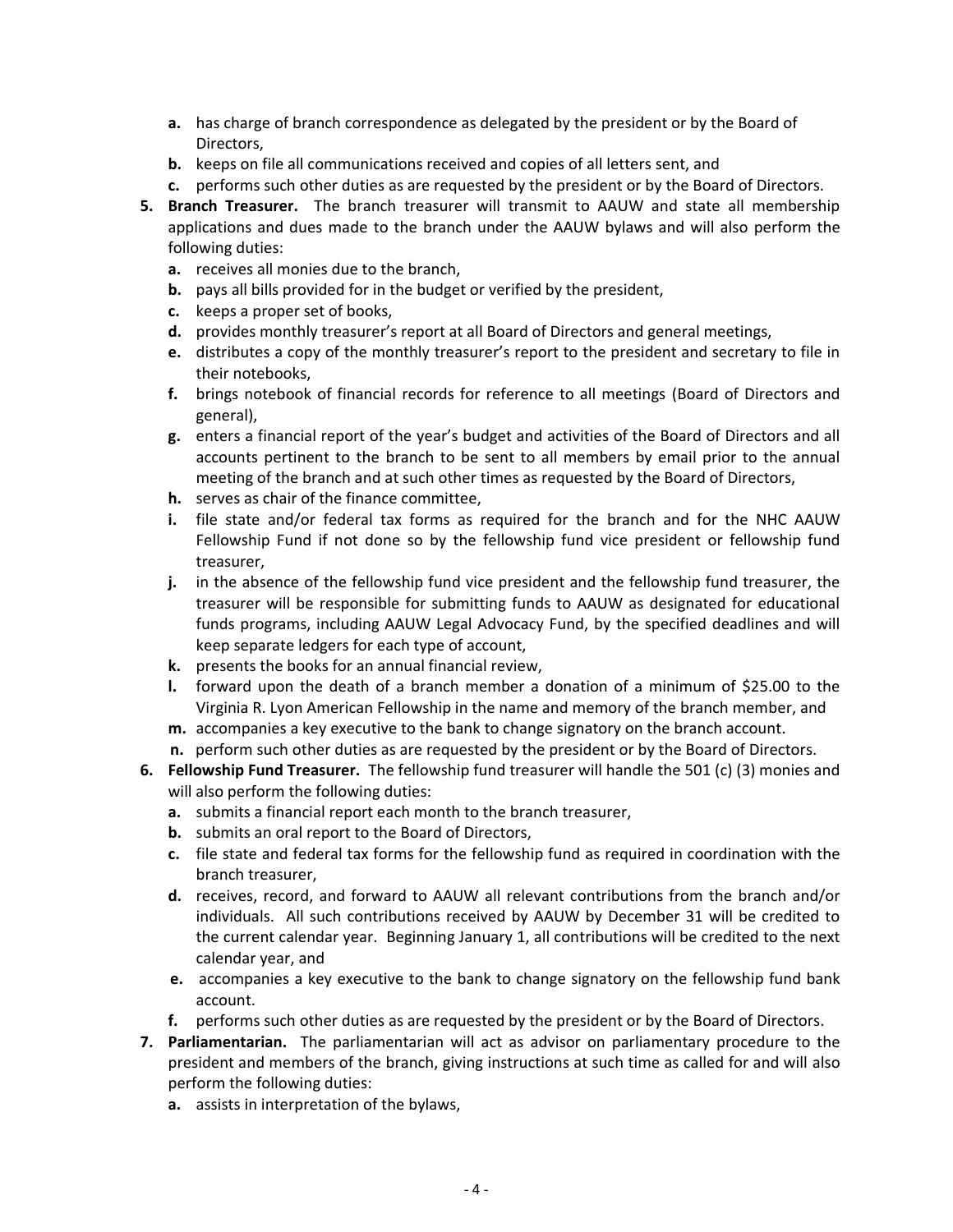- **a.** has charge of branch correspondence as delegated by the president or by the Board of Directors,
   - **b.** keeps on file all communications received and copies of all letters sent, and
   - **c.** performs such other duties as are requested by the president or by the Board of Directors.
5. **Branch Treasurer.** The branch treasurer will transmit to AAUW and state all membership applications and dues made to the branch under the AAUW bylaws and will also perform the following duties:
   - **a.** receives all monies due to the branch,
   - **b.** pays all bills provided for in the budget or verified by the president,
   - **c.** keeps a proper set of books,
   - **d.** provides monthly treasurer's report at all Board of Directors and general meetings,
   - **e.** distributes a copy of the monthly treasurer's report to the president and secretary to file in their notebooks,
   - **f.** brings notebook of financial records for reference to all meetings (Board of Directors and general),
   - **g.** enters a financial report of the year's budget and activities of the Board of Directors and all accounts pertinent to the branch to be sent to all members by email prior to the annual meeting of the branch and at such other times as requested by the Board of Directors,
   - **h.** serves as chair of the finance committee,
   - **i.** file state and/or federal tax forms as required for the branch and for the NHC AAUW Fellowship Fund if not done so by the fellowship fund vice president or fellowship fund treasurer,
   - **j.** in the absence of the fellowship fund vice president and the fellowship fund treasurer, the treasurer will be responsible for submitting funds to AAUW as designated for educational funds programs, including AAUW Legal Advocacy Fund, by the specified deadlines and will keep separate ledgers for each type of account,
   - **k.** presents the books for an annual financial review,
   - **l.** forward upon the death of a branch member a donation of a minimum of $25.00 to the Virginia R. Lyon American Fellowship in the name and memory of the branch member, and
   - **m.** accompanies a key executive to the bank to change signatory on the branch account.
   - **n.** perform such other duties as are requested by the president or by the Board of Directors.
6. **Fellowship Fund Treasurer.** The fellowship fund treasurer will handle the 501 (c) (3) monies and will also perform the following duties:
   - **a.** submits a financial report each month to the branch treasurer,
   - **b.** submits an oral report to the Board of Directors,
   - **c.** file state and federal tax forms for the fellowship fund as required in coordination with the branch treasurer,
   - **d.** receives, record, and forward to AAUW all relevant contributions from the branch and/or individuals. All such contributions received by AAUW by December 31 will be credited to the current calendar year. Beginning January 1, all contributions will be credited to the next calendar year, and
   - **e.** accompanies a key executive to the bank to change signatory on the fellowship fund bank account.
   - **f.** performs such other duties as are requested by the president or by the Board of Directors.
7. **Parliamentarian.** The parliamentarian will act as advisor on parliamentary procedure to the president and members of the branch, giving instructions at such time as called for and will also perform the following duties:
   - **a.** assists in interpretation of the bylaws,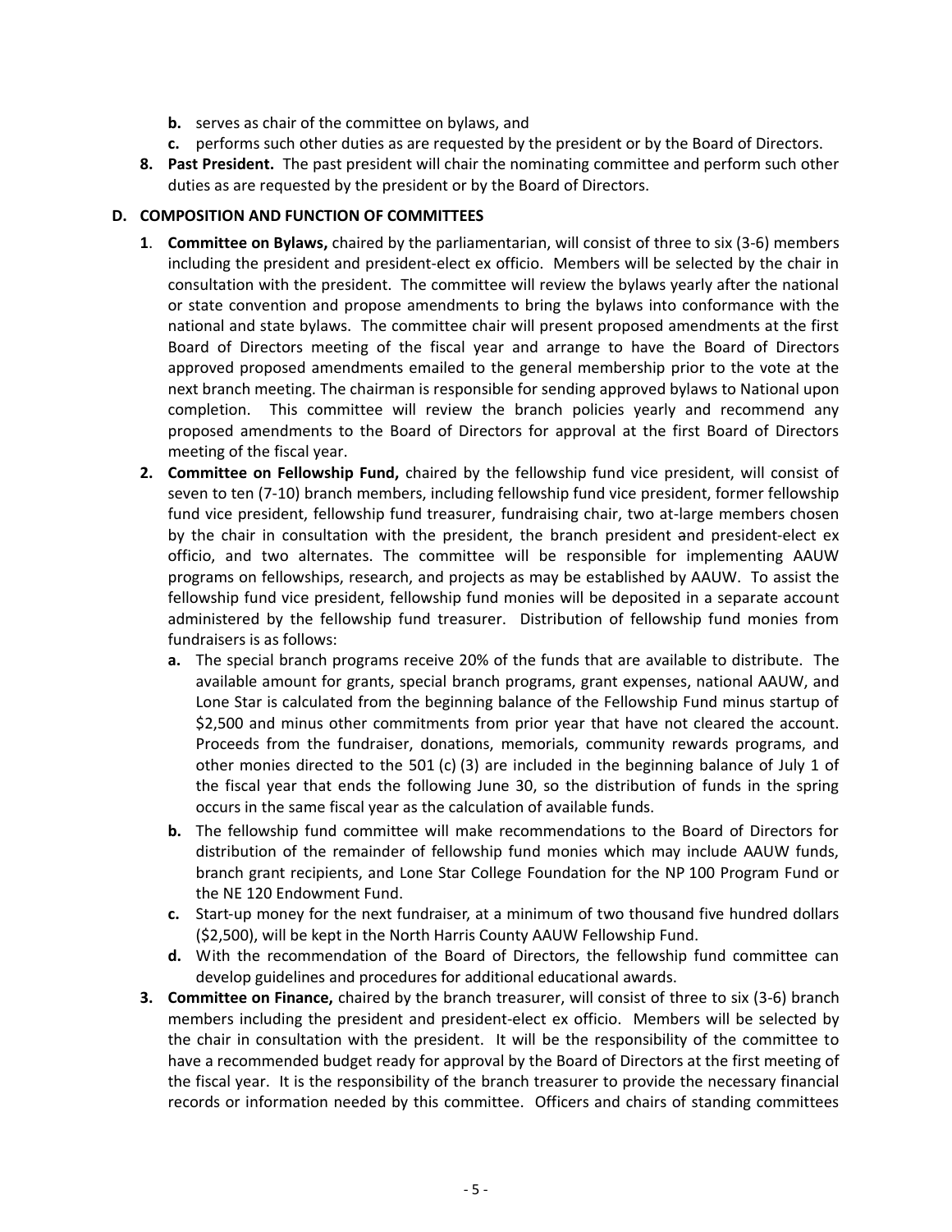- **b.** serves as chair of the committee on bylaws, and
- **c.** performs such other duties as are requested by the president or by the Board of Directors.

**8. Past President.** The past president will chair the nominating committee and perform such other duties as are requested by the president or by the Board of Directors.

### D. COMPOSITION AND FUNCTION OF COMMITTEES

**1**. **Committee on Bylaws,** chaired by the parliamentarian, will consist of three to six (3-6) members including the president and president-elect ex officio. Members will be selected by the chair in consultation with the president. The committee will review the bylaws yearly after the national or state convention and propose amendments to bring the bylaws into conformance with the national and state bylaws. The committee chair will present proposed amendments at the first Board of Directors meeting of the fiscal year and arrange to have the Board of Directors approved proposed amendments emailed to the general membership prior to the vote at the next branch meeting. The chairman is responsible for sending approved bylaws to National upon completion. This committee will review the branch policies yearly and recommend any proposed amendments to the Board of Directors for approval at the first Board of Directors meeting of the fiscal year.

**2. Committee on Fellowship Fund,** chaired by the fellowship fund vice president, will consist of seven to ten (7-10) branch members, including fellowship fund vice president, former fellowship fund vice president, fellowship fund treasurer, fundraising chair, two at-large members chosen by the chair in consultation with the president, the branch president and president-elect ex officio, and two alternates. The committee will be responsible for implementing AAUW programs on fellowships, research, and projects as may be established by AAUW. To assist the fellowship fund vice president, fellowship fund monies will be deposited in a separate account administered by the fellowship fund treasurer. Distribution of fellowship fund monies from fundraisers is as follows:

- **a.** The special branch programs receive 20% of the funds that are available to distribute. The available amount for grants, special branch programs, grant expenses, national AAUW, and Lone Star is calculated from the beginning balance of the Fellowship Fund minus startup of $2,500 and minus other commitments from prior year that have not cleared the account. Proceeds from the fundraiser, donations, memorials, community rewards programs, and other monies directed to the 501 (c) (3) are included in the beginning balance of July 1 of the fiscal year that ends the following June 30, so the distribution of funds in the spring occurs in the same fiscal year as the calculation of available funds.
- **b.** The fellowship fund committee will make recommendations to the Board of Directors for distribution of the remainder of fellowship fund monies which may include AAUW funds, branch grant recipients, and Lone Star College Foundation for the NP 100 Program Fund or the NE 120 Endowment Fund.
- **c.** Start-up money for the next fundraiser, at a minimum of two thousand five hundred dollars ($2,500), will be kept in the North Harris County AAUW Fellowship Fund.
- **d.** With the recommendation of the Board of Directors, the fellowship fund committee can develop guidelines and procedures for additional educational awards.

**3. Committee on Finance,** chaired by the branch treasurer, will consist of three to six (3-6) branch members including the president and president-elect ex officio. Members will be selected by the chair in consultation with the president. It will be the responsibility of the committee to have a recommended budget ready for approval by the Board of Directors at the first meeting of the fiscal year. It is the responsibility of the branch treasurer to provide the necessary financial records or information needed by this committee. Officers and chairs of standing committees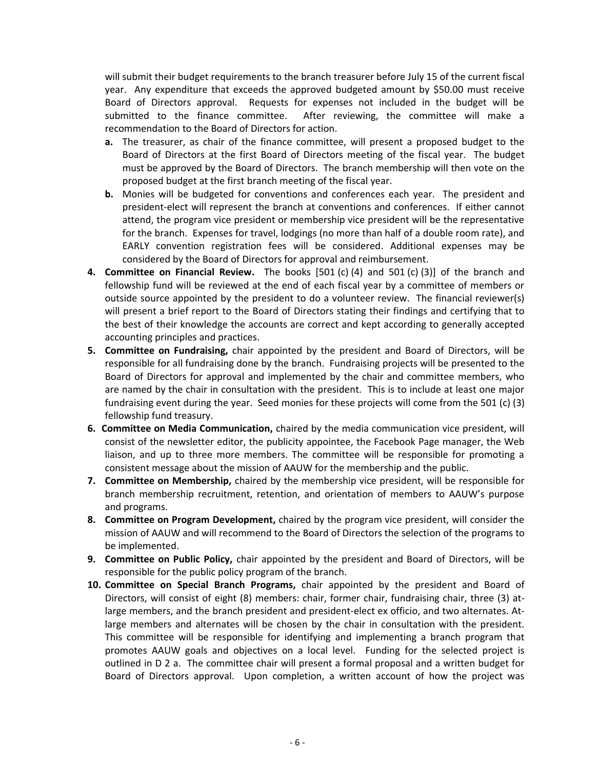will submit their budget requirements to the branch treasurer before July 15 of the current fiscal year. Any expenditure that exceeds the approved budgeted amount by $50.00 must receive Board of Directors approval. Requests for expenses not included in the budget will be submitted to the finance committee. After reviewing, the committee will make a recommendation to the Board of Directors for action.

   **a.** The treasurer, as chair of the finance committee, will present a proposed budget to the Board of Directors at the first Board of Directors meeting of the fiscal year. The budget must be approved by the Board of Directors. The branch membership will then vote on the proposed budget at the first branch meeting of the fiscal year.

   **b.** Monies will be budgeted for conventions and conferences each year. The president and president-elect will represent the branch at conventions and conferences. If either cannot attend, the program vice president or membership vice president will be the representative for the branch. Expenses for travel, lodgings (no more than half of a double room rate), and EARLY convention registration fees will be considered. Additional expenses may be considered by the Board of Directors for approval and reimbursement.

4. **Committee on Financial Review.** The books [501 (c) (4) and 501 (c) (3)] of the branch and fellowship fund will be reviewed at the end of each fiscal year by a committee of members or outside source appointed by the president to do a volunteer review. The financial reviewer(s) will present a brief report to the Board of Directors stating their findings and certifying that to the best of their knowledge the accounts are correct and kept according to generally accepted accounting principles and practices.

5. **Committee on Fundraising,** chair appointed by the president and Board of Directors, will be responsible for all fundraising done by the branch. Fundraising projects will be presented to the Board of Directors for approval and implemented by the chair and committee members, who are named by the chair in consultation with the president. This is to include at least one major fundraising event during the year. Seed monies for these projects will come from the 501 (c) (3) fellowship fund treasury.

6. **Committee on Media Communication,** chaired by the media communication vice president, will consist of the newsletter editor, the publicity appointee, the Facebook Page manager, the Web liaison, and up to three more members. The committee will be responsible for promoting a consistent message about the mission of AAUW for the membership and the public.

7. **Committee on Membership,** chaired by the membership vice president, will be responsible for branch membership recruitment, retention, and orientation of members to AAUW's purpose and programs.

8. **Committee on Program Development,** chaired by the program vice president, will consider the mission of AAUW and will recommend to the Board of Directors the selection of the programs to be implemented.

9. **Committee on Public Policy,** chair appointed by the president and Board of Directors, will be responsible for the public policy program of the branch.

10. **Committee on Special Branch Programs,** chair appointed by the president and Board of Directors, will consist of eight (8) members: chair, former chair, fundraising chair, three (3) at-large members, and the branch president and president-elect ex officio, and two alternates. At-large members and alternates will be chosen by the chair in consultation with the president. This committee will be responsible for identifying and implementing a branch program that promotes AAUW goals and objectives on a local level. Funding for the selected project is outlined in D 2 a. The committee chair will present a formal proposal and a written budget for Board of Directors approval. Upon completion, a written account of how the project was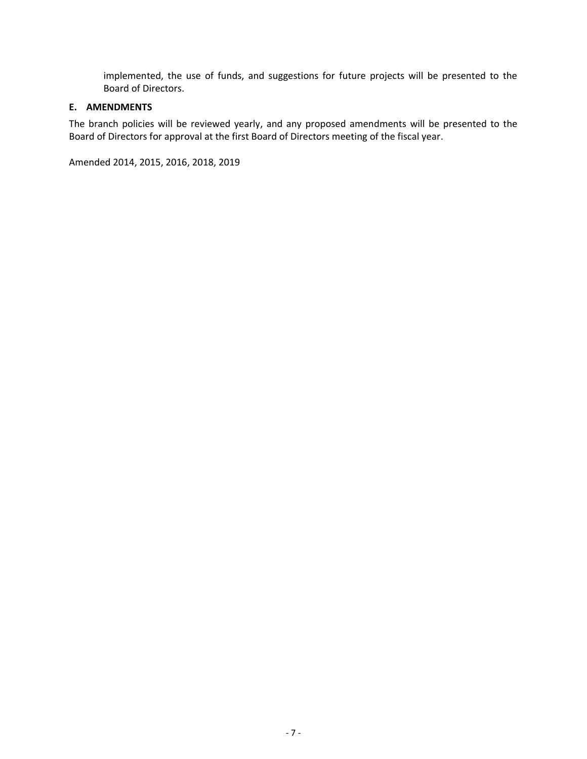implemented, the use of funds, and suggestions for future projects will be presented to the Board of Directors.

## E. AMENDMENTS

The branch policies will be reviewed yearly, and any proposed amendments will be presented to the Board of Directors for approval at the first Board of Directors meeting of the fiscal year.

Amended 2014, 2015, 2016, 2018, 2019